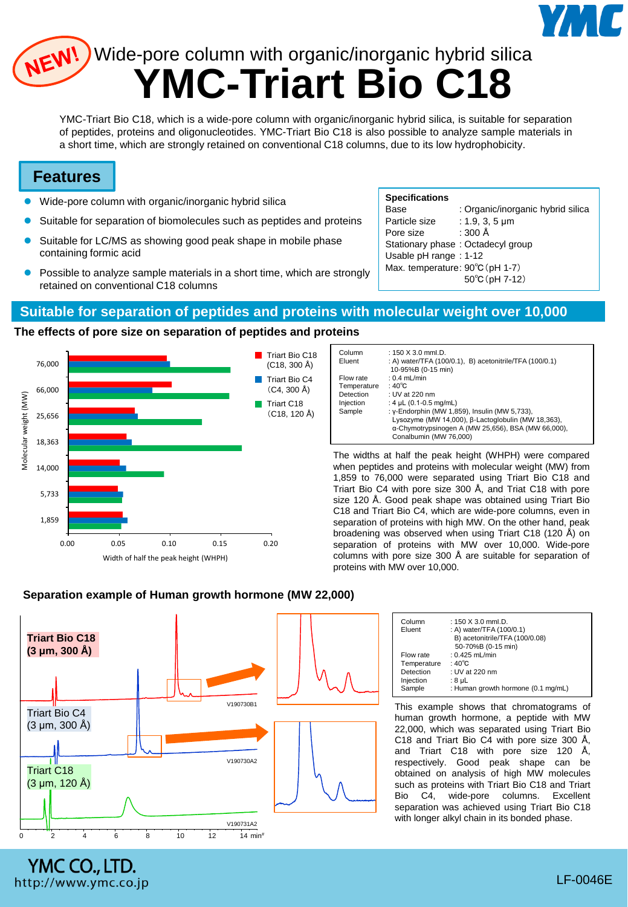NEW!

Wide-pore column with organic/inorganic hybrid silica

# YMC-Triart Bio C18

YMC-Triart Bio C18, which is a wide-pore column with organic/inorganic hybrid silica, is suitable for separation of peptides, proteins and oligonucleotides. YMC-Triart Bio C18 is also possible to analyze sample materials in a short time, which are strongly retained on conventional C18 columns, due to its low hydrophobicity.

## Features

- Wide-pore column with organic/inorganic hybrid silica
- Suitable for separation of biomolecules such as peptides and proteins
- Suitable for LC/MS as showing good peak shape in mobile phase containing formic acid
- Possible to analyze sample materials in a short time, which are strongly retained on conventional C18 columns

**Specifications**

| | |
|---|---|
| Base | : Organic/inorganic hybrid silica |
| Particle size | : 1.9, 3, 5 µm |
| Pore size | : 300 Å |
| Stationary phase | : Octadecyl group |
| Usable pH range | : 1-12 |
| Max. temperature | : 90℃ (pH 1-7)<br>50℃ (pH 7-12) |

## Suitable for separation of peptides and proteins with molecular weight over 10,000

### The effects of pore size on separation of peptides and proteins

| | |
|---|---|
| Column | : 150 X 3.0 mmI.D. |
| Eluent | : A) water/TFA (100/0.1), B) acetonitrile/TFA (100/0.1)<br>10-95%B (0-15 min) |
| Flow rate | : 0.4 mL/min |
| Temperature | : 40℃ |
| Detection | : UV at 220 nm |
| Injection | : 4 µL (0.1-0.5 mg/mL) |
| Sample | : γ-Endorphin (MW 1,859), Insulin (MW 5,733), Lysozyme (MW 14,000), β-Lactoglobulin (MW 18,363), α-Chymotrypsinogen A (MW 25,656), BSA (MW 66,000), Conalbumin (MW 76,000) |

The widths at half the peak height (WHPH) were compared when peptides and proteins with molecular weight (MW) from 1,859 to 76,000 were separated using Triart Bio C18 and Triart Bio C4 with pore size 300 Å, and Triat C18 with pore size 120 Å. Good peak shape was obtained using Triart Bio C18 and Triart Bio C4, which are wide-pore columns, even in separation of proteins with high MW. On the other hand, peak broadening was observed when using Triart C18 (120 Å) on separation of proteins with MW over 10,000. Wide-pore columns with pore size 300 Å are suitable for separation of proteins with MW over 10,000.

### Separation example of Human growth hormone (MW 22,000)

| | |
|---|---|
| Column | : 150 X 3.0 mmI.D. |
| Eluent | : A) water/TFA (100/0.1)<br>B) acetonitrile/TFA (100/0.08)<br>50-70%B (0-15 min) |
| Flow rate | : 0.425 mL/min |
| Temperature | : 40℃ |
| Detection | : UV at 220 nm |
| Injection | : 8 µL |
| Sample | : Human growth hormone (0.1 mg/mL) |

This example shows that chromatograms of human growth hormone, a peptide with MW 22,000, which was separated using Triart Bio C18 and Triart Bio C4 with pore size 300 Å, and Triart C18 with pore size 120 Å, respectively. Good peak shape can be obtained on analysis of high MW molecules such as proteins with Triart Bio C18 and Triart Bio C4, wide-pore columns. Excellent separation was achieved using Triart Bio C18 with longer alkyl chain in its bonded phase.

YMC CO., LTD.
http://www.ymc.co.jp

LF-0046E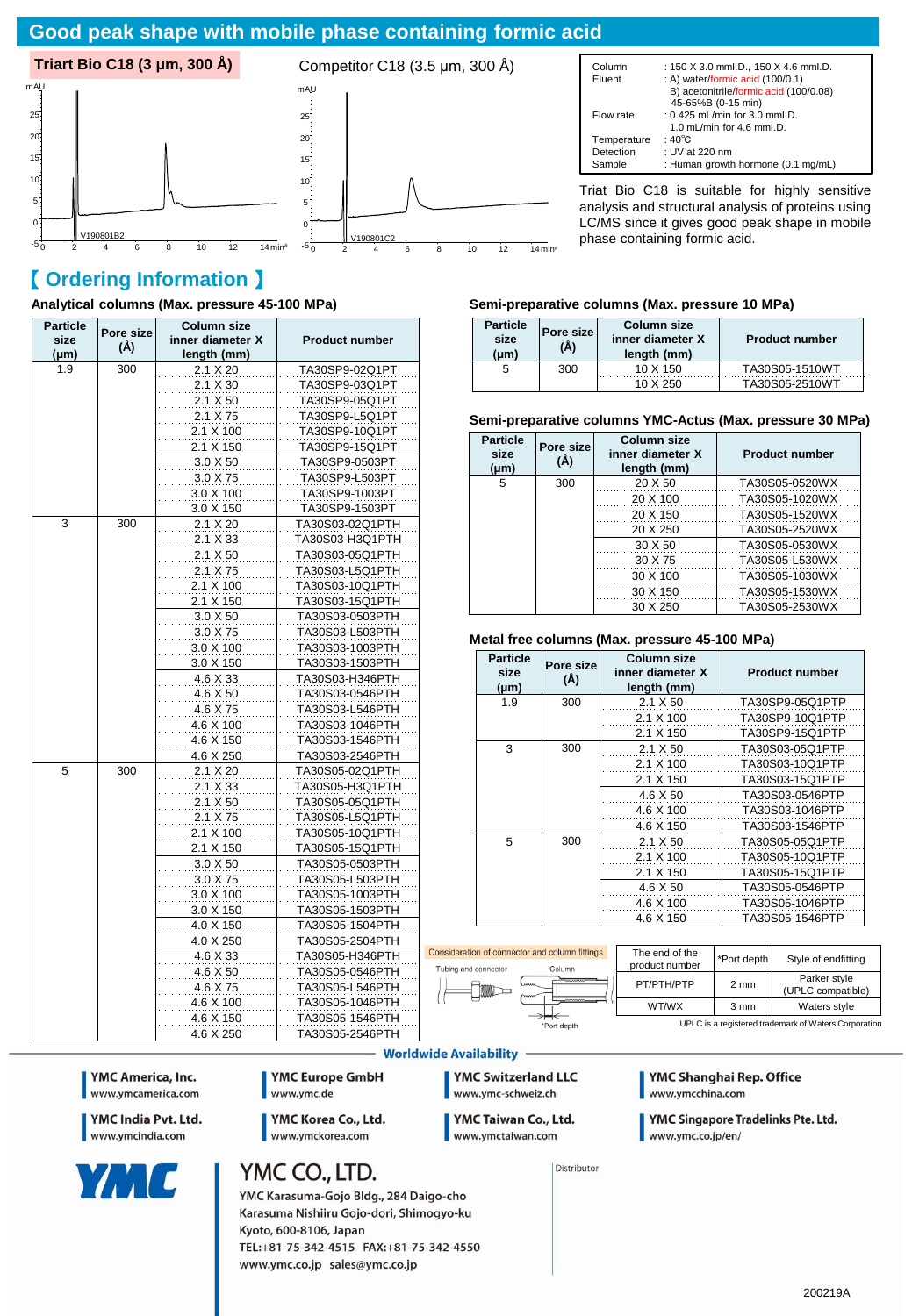## Good peak shape with mobile phase containing formic acid

**Triart Bio C18 (3 µm, 300 Å)**

mAU
25
20
15
10
5
0
-5
0 2 4 6 8 10 12 14 min
V190801B2

Competitor C18 (3.5 µm, 300 Å)

mAU
25
20
15
10
5
0
-5
0 2 4 6 8 10 12 14 min
V190801C2

| | |
|---|---|
| Column | : 150 X 3.0 mmI.D., 150 X 4.6 mmI.D. |
| Eluent | : A) water/formic acid (100/0.1) |
| | B) acetonitrile/formic acid (100/0.08) |
| | 45-65%B (0-15 min) |
| Flow rate | : 0.425 mL/min for 3.0 mmI.D. |
| | 1.0 mL/min for 4.6 mmI.D. |
| Temperature | : 40℃ |
| Detection | : UV at 220 nm |
| Sample | : Human growth hormone (0.1 mg/mL) |

Triat Bio C18 is suitable for highly sensitive analysis and structural analysis of proteins using LC/MS since it gives good peak shape in mobile phase containing formic acid.

## 【 Ordering Information 】

### Analytical columns (Max. pressure 45-100 MPa)

| Particle size (µm) | Pore size (Å) | Column size inner diameter X length (mm) | Product number |
|---|---|---|---|
| 1.9 | 300 | 2.1 X 20 | TA30SP9-02Q1PT |
| | | 2.1 X 30 | TA30SP9-03Q1PT |
| | | 2.1 X 50 | TA30SP9-05Q1PT |
| | | 2.1 X 75 | TA30SP9-L5Q1PT |
| | | 2.1 X 100 | TA30SP9-10Q1PT |
| | | 2.1 X 150 | TA30SP9-15Q1PT |
| | | 3.0 X 50 | TA30SP9-0503PT |
| | | 3.0 X 75 | TA30SP9-L503PT |
| | | 3.0 X 100 | TA30SP9-1003PT |
| | | 3.0 X 150 | TA30SP9-1503PT |
| 3 | 300 | 2.1 X 20 | TA30S03-02Q1PTH |
| | | 2.1 X 33 | TA30S03-H3Q1PTH |
| | | 2.1 X 50 | TA30S03-05Q1PTH |
| | | 2.1 X 75 | TA30S03-L5Q1PTH |
| | | 2.1 X 100 | TA30S03-10Q1PTH |
| | | 2.1 X 150 | TA30S03-15Q1PTH |
| | | 3.0 X 50 | TA30S03-0503PTH |
| | | 3.0 X 75 | TA30S03-L503PTH |
| | | 3.0 X 100 | TA30S03-1003PTH |
| | | 3.0 X 150 | TA30S03-1503PTH |
| | | 4.6 X 33 | TA30S03-H346PTH |
| | | 4.6 X 50 | TA30S03-0546PTH |
| | | 4.6 X 75 | TA30S03-L546PTH |
| | | 4.6 X 100 | TA30S03-1046PTH |
| | | 4.6 X 150 | TA30S03-1546PTH |
| | | 4.6 X 250 | TA30S03-2546PTH |
| 5 | 300 | 2.1 X 20 | TA30S05-02Q1PTH |
| | | 2.1 X 33 | TA30S05-H3Q1PTH |
| | | 2.1 X 50 | TA30S05-05Q1PTH |
| | | 2.1 X 75 | TA30S05-L5Q1PTH |
| | | 2.1 X 100 | TA30S05-10Q1PTH |
| | | 2.1 X 150 | TA30S05-15Q1PTH |
| | | 3.0 X 50 | TA30S05-0503PTH |
| | | 3.0 X 75 | TA30S05-L503PTH |
| | | 3.0 X 100 | TA30S05-1003PTH |
| | | 3.0 X 150 | TA30S05-1503PTH |
| | | 4.0 X 150 | TA30S05-1504PTH |
| | | 4.0 X 250 | TA30S05-2504PTH |
| | | 4.6 X 33 | TA30S05-H346PTH |
| | | 4.6 X 50 | TA30S05-0546PTH |
| | | 4.6 X 75 | TA30S05-L546PTH |
| | | 4.6 X 100 | TA30S05-1046PTH |
| | | 4.6 X 150 | TA30S05-1546PTH |
| | | 4.6 X 250 | TA30S05-2546PTH |

### Semi-preparative columns (Max. pressure 10 MPa)

| Particle size (µm) | Pore size (Å) | Column size inner diameter X length (mm) | Product number |
|---|---|---|---|
| 5 | 300 | 10 X 150 | TA30S05-1510WT |
| | | 10 X 250 | TA30S05-2510WT |

### Semi-preparative columns YMC-Actus (Max. pressure 30 MPa)

| Particle size (µm) | Pore size (Å) | Column size inner diameter X length (mm) | Product number |
|---|---|---|---|
| 5 | 300 | 20 X 50 | TA30S05-0520WX |
| | | 20 X 100 | TA30S05-1020WX |
| | | 20 X 150 | TA30S05-1520WX |
| | | 20 X 250 | TA30S05-2520WX |
| | | 30 X 50 | TA30S05-0530WX |
| | | 30 X 75 | TA30S05-L530WX |
| | | 30 X 100 | TA30S05-1030WX |
| | | 30 X 150 | TA30S05-1530WX |
| | | 30 X 250 | TA30S05-2530WX |

### Metal free columns (Max. pressure 45-100 MPa)

| Particle size (µm) | Pore size (Å) | Column size inner diameter X length (mm) | Product number |
|---|---|---|---|
| 1.9 | 300 | 2.1 X 50 | TA30SP9-05Q1PTP |
| | | 2.1 X 100 | TA30SP9-10Q1PTP |
| | | 2.1 X 150 | TA30SP9-15Q1PTP |
| 3 | 300 | 2.1 X 50 | TA30S03-05Q1PTP |
| | | 2.1 X 100 | TA30S03-10Q1PTP |
| | | 2.1 X 150 | TA30S03-15Q1PTP |
| | | 4.6 X 50 | TA30S03-0546PTP |
| | | 4.6 X 100 | TA30S03-1046PTP |
| | | 4.6 X 150 | TA30S03-1546PTP |
| 5 | 300 | 2.1 X 50 | TA30S05-05Q1PTP |
| | | 2.1 X 100 | TA30S05-10Q1PTP |
| | | 2.1 X 150 | TA30S05-15Q1PTP |
| | | 4.6 X 50 | TA30S05-0546PTP |
| | | 4.6 X 100 | TA30S05-1046PTP |
| | | 4.6 X 150 | TA30S05-1546PTP |

Consideration of connector and column fittings

Tubing and connector
Column
*Port depth

| The end of the product number | *Port depth | Style of endfitting |
|---|---|---|
| PT/PTH/PTP | 2 mm | Parker style (UPLC compatible) |
| WT/WX | 3 mm | Waters style |

UPLC is a registered trademark of Waters Corporation

**Worldwide Availability**

**YMC America, Inc.**
www.ymcamerica.com

**YMC Europe GmbH**
www.ymc.de

**YMC Switzerland LLC**
www.ymc-schweiz.ch

**YMC Shanghai Rep. Office**
www.ymcchina.com

**YMC India Pvt. Ltd.**
www.ymcindia.com

**YMC Korea Co., Ltd.**
www.ymckorea.com

**YMC Taiwan Co., Ltd.**
www.ymctaiwan.com

**YMC Singapore Tradelinks Pte. Ltd.**
www.ymc.co.jp/en/

YMC

**YMC CO., LTD.**
YMC Karasuma-Gojo Bldg., 284 Daigo-cho
Karasuma Nishiiru Gojo-dori, Shimogyo-ku
Kyoto, 600-8106, Japan
TEL:+81-75-342-4515 FAX:+81-75-342-4550
www.ymc.co.jp sales@ymc.co.jp

Distributor

200219A